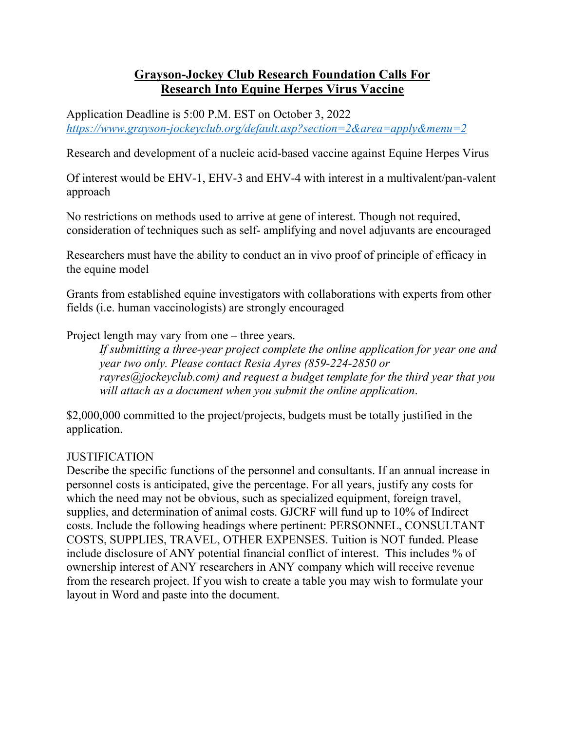# **Grayson-Jockey Club Research Foundation Calls For Research Into Equine Herpes Virus Vaccine**

Application Deadline is 5:00 P.M. EST on October 3, 2022
*https://www.grayson-jockeyclub.org/default.asp?section=2&area=apply&menu=2*

Research and development of a nucleic acid-based vaccine against Equine Herpes Virus

Of interest would be EHV-1, EHV-3 and EHV-4 with interest in a multivalent/pan-valent approach

No restrictions on methods used to arrive at gene of interest. Though not required, consideration of techniques such as self- amplifying and novel adjuvants are encouraged

Researchers must have the ability to conduct an in vivo proof of principle of efficacy in the equine model

Grants from established equine investigators with collaborations with experts from other fields (i.e. human vaccinologists) are strongly encouraged

Project length may vary from one – three years.

> *If submitting a three-year project complete the online application for year one and year two only. Please contact Resia Ayres (859-224-2850 or rayres@jockeyclub.com) and request a budget template for the third year that you will attach as a document when you submit the online application.*

$2,000,000 committed to the project/projects, budgets must be totally justified in the application.

JUSTIFICATION
Describe the specific functions of the personnel and consultants. If an annual increase in personnel costs is anticipated, give the percentage. For all years, justify any costs for which the need may not be obvious, such as specialized equipment, foreign travel, supplies, and determination of animal costs. GJCRF will fund up to 10% of Indirect costs. Include the following headings where pertinent: PERSONNEL, CONSULTANT COSTS, SUPPLIES, TRAVEL, OTHER EXPENSES. Tuition is NOT funded. Please include disclosure of ANY potential financial conflict of interest. This includes % of ownership interest of ANY researchers in ANY company which will receive revenue from the research project. If you wish to create a table you may wish to formulate your layout in Word and paste into the document.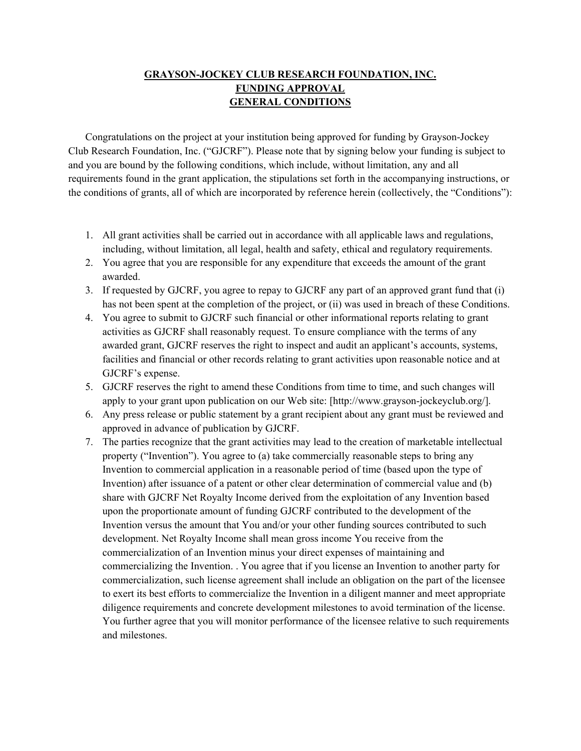**GRAYSON-JOCKEY CLUB RESEARCH FOUNDATION, INC.**
**FUNDING APPROVAL**
**GENERAL CONDITIONS**

Congratulations on the project at your institution being approved for funding by Grayson-Jockey Club Research Foundation, Inc. ("GJCRF"). Please note that by signing below your funding is subject to and you are bound by the following conditions, which include, without limitation, any and all requirements found in the grant application, the stipulations set forth in the accompanying instructions, or the conditions of grants, all of which are incorporated by reference herein (collectively, the "Conditions"):

1. All grant activities shall be carried out in accordance with all applicable laws and regulations, including, without limitation, all legal, health and safety, ethical and regulatory requirements.
2. You agree that you are responsible for any expenditure that exceeds the amount of the grant awarded.
3. If requested by GJCRF, you agree to repay to GJCRF any part of an approved grant fund that (i) has not been spent at the completion of the project, or (ii) was used in breach of these Conditions.
4. You agree to submit to GJCRF such financial or other informational reports relating to grant activities as GJCRF shall reasonably request. To ensure compliance with the terms of any awarded grant, GJCRF reserves the right to inspect and audit an applicant's accounts, systems, facilities and financial or other records relating to grant activities upon reasonable notice and at GJCRF's expense.
5. GJCRF reserves the right to amend these Conditions from time to time, and such changes will apply to your grant upon publication on our Web site: [http://www.grayson-jockeyclub.org/].
6. Any press release or public statement by a grant recipient about any grant must be reviewed and approved in advance of publication by GJCRF.
7. The parties recognize that the grant activities may lead to the creation of marketable intellectual property ("Invention"). You agree to (a) take commercially reasonable steps to bring any Invention to commercial application in a reasonable period of time (based upon the type of Invention) after issuance of a patent or other clear determination of commercial value and (b) share with GJCRF Net Royalty Income derived from the exploitation of any Invention based upon the proportionate amount of funding GJCRF contributed to the development of the Invention versus the amount that You and/or your other funding sources contributed to such development. Net Royalty Income shall mean gross income You receive from the commercialization of an Invention minus your direct expenses of maintaining and commercializing the Invention. . You agree that if you license an Invention to another party for commercialization, such license agreement shall include an obligation on the part of the licensee to exert its best efforts to commercialize the Invention in a diligent manner and meet appropriate diligence requirements and concrete development milestones to avoid termination of the license. You further agree that you will monitor performance of the licensee relative to such requirements and milestones.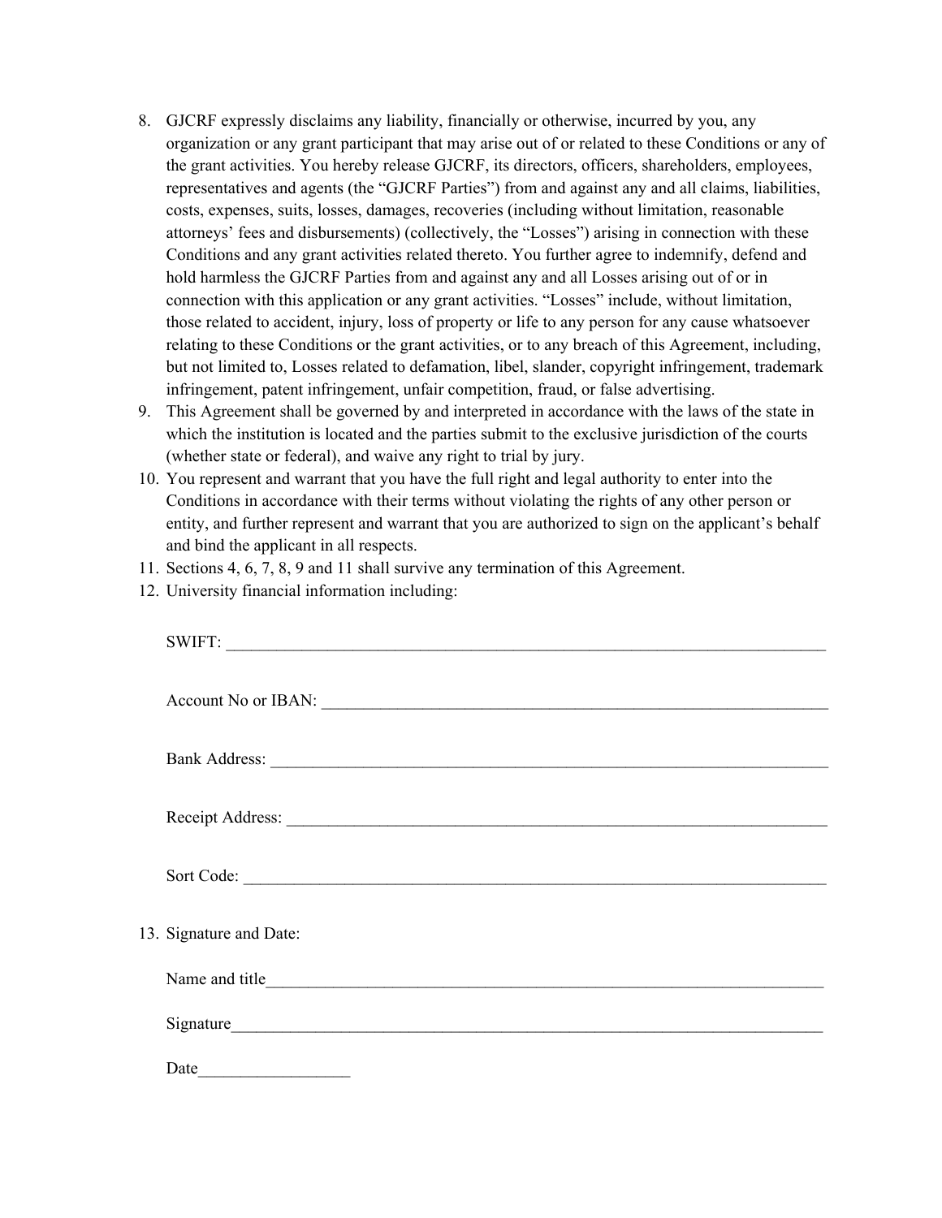8. GJCRF expressly disclaims any liability, financially or otherwise, incurred by you, any organization or any grant participant that may arise out of or related to these Conditions or any of the grant activities. You hereby release GJCRF, its directors, officers, shareholders, employees, representatives and agents (the "GJCRF Parties") from and against any and all claims, liabilities, costs, expenses, suits, losses, damages, recoveries (including without limitation, reasonable attorneys' fees and disbursements) (collectively, the "Losses") arising in connection with these Conditions and any grant activities related thereto. You further agree to indemnify, defend and hold harmless the GJCRF Parties from and against any and all Losses arising out of or in connection with this application or any grant activities. "Losses" include, without limitation, those related to accident, injury, loss of property or life to any person for any cause whatsoever relating to these Conditions or the grant activities, or to any breach of this Agreement, including, but not limited to, Losses related to defamation, libel, slander, copyright infringement, trademark infringement, patent infringement, unfair competition, fraud, or false advertising.
9. This Agreement shall be governed by and interpreted in accordance with the laws of the state in which the institution is located and the parties submit to the exclusive jurisdiction of the courts (whether state or federal), and waive any right to trial by jury.
10. You represent and warrant that you have the full right and legal authority to enter into the Conditions in accordance with their terms without violating the rights of any other person or entity, and further represent and warrant that you are authorized to sign on the applicant's behalf and bind the applicant in all respects.
11. Sections 4, 6, 7, 8, 9 and 11 shall survive any termination of this Agreement.
12. University financial information including:

    SWIFT: ______________________________________________________________

    Account No or IBAN: ______________________________________________________

    Bank Address: ___________________________________________________________

    Receipt Address: _________________________________________________________

    Sort Code: ______________________________________________________________

13. Signature and Date:

    Name and title___________________________________________________________

    Signature_______________________________________________________________

    Date__________________